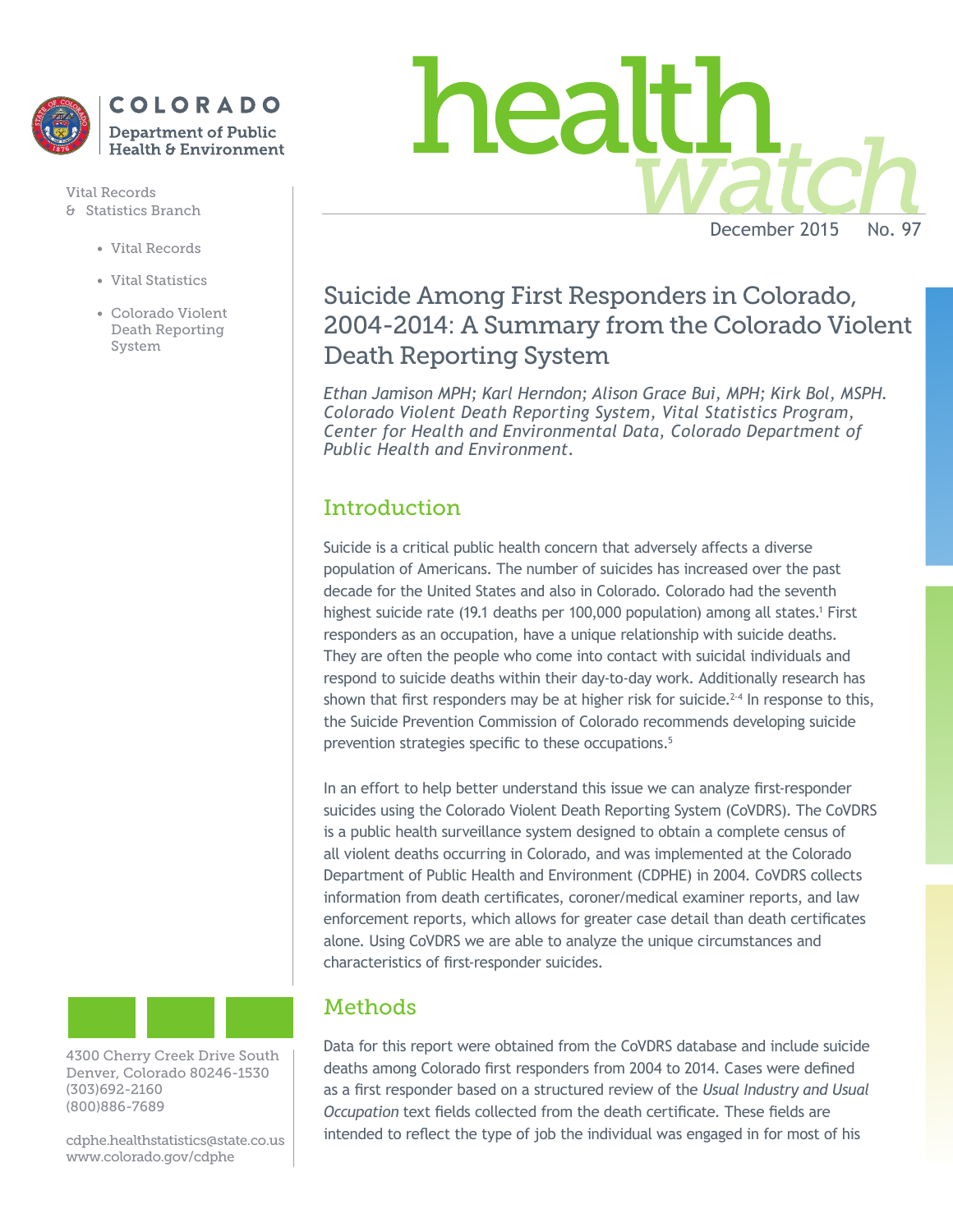COLORADO
Department of Public Health & Environment

Vital Records & Statistics Branch

- Vital Records
- Vital Statistics
- Colorado Violent Death Reporting System

# health watch

December 2015 No. 97

## Suicide Among First Responders in Colorado, 2004-2014: A Summary from the Colorado Violent Death Reporting System

*Ethan Jamison MPH; Karl Herndon; Alison Grace Bui, MPH; Kirk Bol, MSPH. Colorado Violent Death Reporting System, Vital Statistics Program, Center for Health and Environmental Data, Colorado Department of Public Health and Environment.*

## Introduction

Suicide is a critical public health concern that adversely affects a diverse population of Americans. The number of suicides has increased over the past decade for the United States and also in Colorado. Colorado had the seventh highest suicide rate (19.1 deaths per 100,000 population) among all states.[1] First responders as an occupation, have a unique relationship with suicide deaths. They are often the people who come into contact with suicidal individuals and respond to suicide deaths within their day-to-day work. Additionally research has shown that first responders may be at higher risk for suicide.[2-4] In response to this, the Suicide Prevention Commission of Colorado recommends developing suicide prevention strategies specific to these occupations.[5]

In an effort to help better understand this issue we can analyze first-responder suicides using the Colorado Violent Death Reporting System (CoVDRS). The CoVDRS is a public health surveillance system designed to obtain a complete census of all violent deaths occurring in Colorado, and was implemented at the Colorado Department of Public Health and Environment (CDPHE) in 2004. CoVDRS collects information from death certificates, coroner/medical examiner reports, and law enforcement reports, which allows for greater case detail than death certificates alone. Using CoVDRS we are able to analyze the unique circumstances and characteristics of first-responder suicides.

## Methods

Data for this report were obtained from the CoVDRS database and include suicide deaths among Colorado first responders from 2004 to 2014. Cases were defined as a first responder based on a structured review of the *Usual Industry and Usual Occupation* text fields collected from the death certificate. These fields are intended to reflect the type of job the individual was engaged in for most of his

4300 Cherry Creek Drive South
Denver, Colorado 80246-1530
(303)692-2160
(800)886-7689

cdphe.healthstatistics@state.co.us
www.colorado.gov/cdphe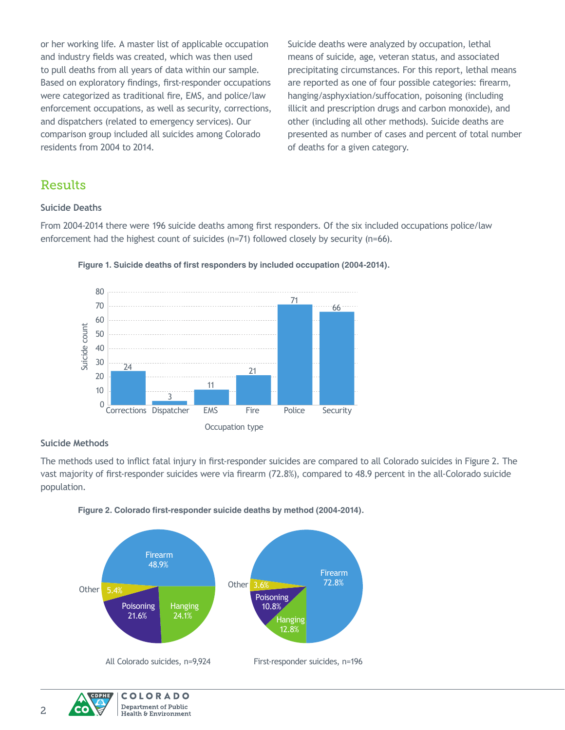or her working life. A master list of applicable occupation and industry fields was created, which was then used to pull deaths from all years of data within our sample. Based on exploratory findings, first-responder occupations were categorized as traditional fire, EMS, and police/law enforcement occupations, as well as security, corrections, and dispatchers (related to emergency services). Our comparison group included all suicides among Colorado residents from 2004 to 2014.

Suicide deaths were analyzed by occupation, lethal means of suicide, age, veteran status, and associated precipitating circumstances. For this report, lethal means are reported as one of four possible categories: firearm, hanging/asphyxiation/suffocation, poisoning (including illicit and prescription drugs and carbon monoxide), and other (including all other methods). Suicide deaths are presented as number of cases and percent of total number of deaths for a given category.

## Results

### Suicide Deaths

From 2004-2014 there were 196 suicide deaths among first responders. Of the six included occupations police/law enforcement had the highest count of suicides (n=71) followed closely by security (n=66).

**Figure 1. Suicide deaths of first responders by included occupation (2004-2014).**

| Occupation type | Suicide count |
|---|---|
| Corrections | 24 |
| Dispatcher | 3 |
| EMS | 11 |
| Fire | 21 |
| Police | 71 |
| Security | 66 |

### Suicide Methods

The methods used to inflict fatal injury in first-responder suicides are compared to all Colorado suicides in Figure 2. The vast majority of first-responder suicides were via firearm (72.8%), compared to 48.9 percent in the all-Colorado suicide population.

**Figure 2. Colorado first-responder suicide deaths by method (2004-2014).**

| Method | All Colorado suicides, n=9,924 | First-responder suicides, n=196 |
|---|---|---|
| Firearm | 48.9% | 72.8% |
| Hanging | 24.1% | 12.8% |
| Poisoning | 21.6% | 10.8% |
| Other | 5.4% | 3.6% |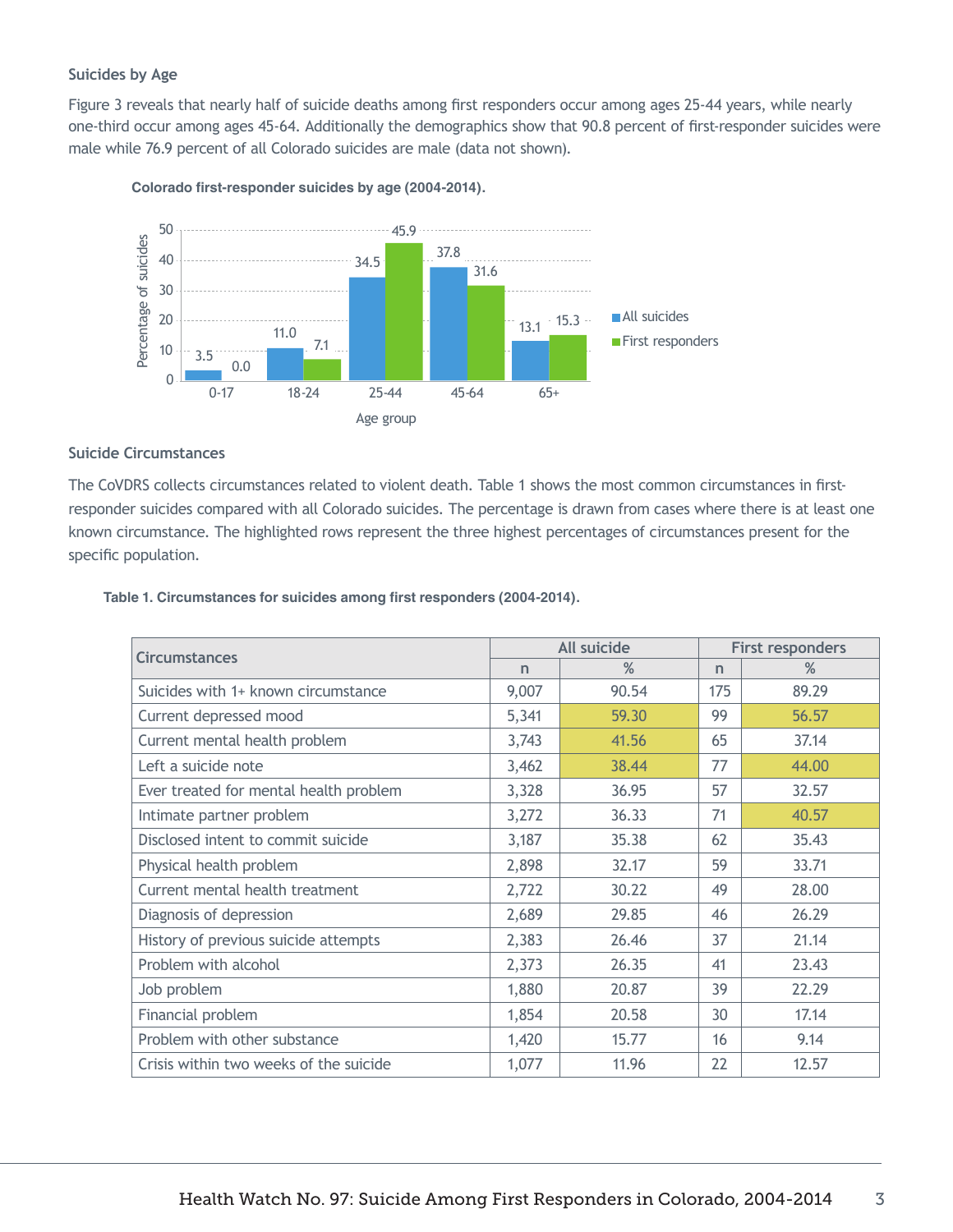### Suicides by Age

Figure 3 reveals that nearly half of suicide deaths among first responders occur among ages 25-44 years, while nearly one-third occur among ages 45-64. Additionally the demographics show that 90.8 percent of first-responder suicides were male while 76.9 percent of all Colorado suicides are male (data not shown).

**Colorado first-responder suicides by age (2004-2014).**

| Age group | All suicides | First responders |
|---|---|---|
| 0-17 | 3.5 | 0.0 |
| 18-24 | 11.0 | 7.1 |
| 25-44 | 34.5 | 45.9 |
| 45-64 | 37.8 | 31.6 |
| 65+ | 13.1 | 15.3 |

### Suicide Circumstances

The CoVDRS collects circumstances related to violent death. Table 1 shows the most common circumstances in first-responder suicides compared with all Colorado suicides. The percentage is drawn from cases where there is at least one known circumstance. The highlighted rows represent the three highest percentages of circumstances present for the specific population.

**Table 1. Circumstances for suicides among first responders (2004-2014).**

| Circumstances | All suicide | | First responders | |
|---|---|---|---|---|
| | n | % | n | % |
| Suicides with 1+ known circumstance | 9,007 | 90.54 | 175 | 89.29 |
| Current depressed mood | 5,341 | **59.30** | 99 | **56.57** |
| Current mental health problem | 3,743 | **41.56** | 65 | 37.14 |
| Left a suicide note | 3,462 | **38.44** | 77 | **44.00** |
| Ever treated for mental health problem | 3,328 | 36.95 | 57 | 32.57 |
| Intimate partner problem | 3,272 | 36.33 | 71 | **40.57** |
| Disclosed intent to commit suicide | 3,187 | 35.38 | 62 | 35.43 |
| Physical health problem | 2,898 | 32.17 | 59 | 33.71 |
| Current mental health treatment | 2,722 | 30.22 | 49 | 28.00 |
| Diagnosis of depression | 2,689 | 29.85 | 46 | 26.29 |
| History of previous suicide attempts | 2,383 | 26.46 | 37 | 21.14 |
| Problem with alcohol | 2,373 | 26.35 | 41 | 23.43 |
| Job problem | 1,880 | 20.87 | 39 | 22.29 |
| Financial problem | 1,854 | 20.58 | 30 | 17.14 |
| Problem with other substance | 1,420 | 15.77 | 16 | 9.14 |
| Crisis within two weeks of the suicide | 1,077 | 11.96 | 22 | 12.57 |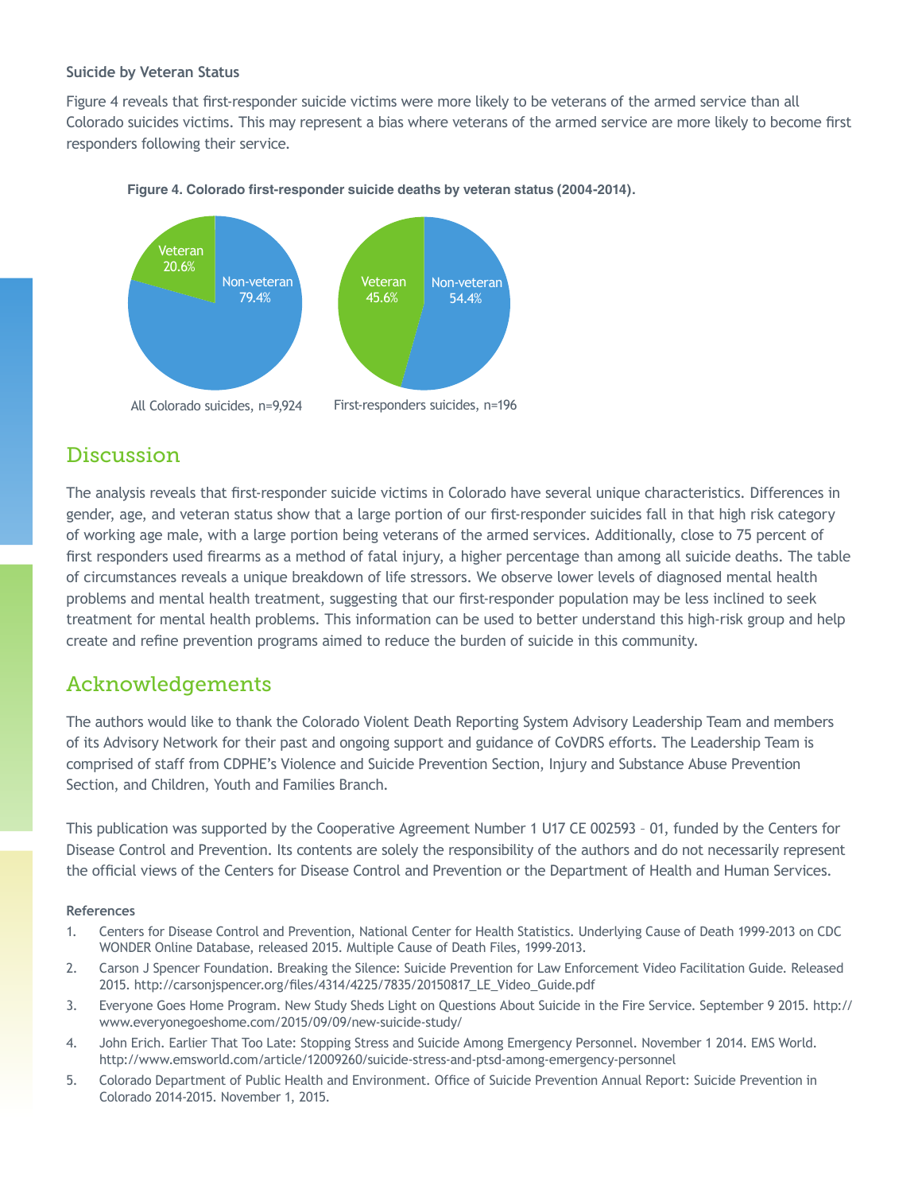### Suicide by Veteran Status

Figure 4 reveals that first-responder suicide victims were more likely to be veterans of the armed service than all Colorado suicides victims. This may represent a bias where veterans of the armed service are more likely to become first responders following their service.

**Figure 4. Colorado first-responder suicide deaths by veteran status (2004-2014).**

Veteran 20.6%
Non-veteran 79.4%
All Colorado suicides, n=9,924

Veteran 45.6%
Non-veteran 54.4%
First-responders suicides, n=196

## Discussion

The analysis reveals that first-responder suicide victims in Colorado have several unique characteristics. Differences in gender, age, and veteran status show that a large portion of our first-responder suicides fall in that high risk category of working age male, with a large portion being veterans of the armed services. Additionally, close to 75 percent of first responders used firearms as a method of fatal injury, a higher percentage than among all suicide deaths. The table of circumstances reveals a unique breakdown of life stressors. We observe lower levels of diagnosed mental health problems and mental health treatment, suggesting that our first-responder population may be less inclined to seek treatment for mental health problems. This information can be used to better understand this high-risk group and help create and refine prevention programs aimed to reduce the burden of suicide in this community.

## Acknowledgements

The authors would like to thank the Colorado Violent Death Reporting System Advisory Leadership Team and members of its Advisory Network for their past and ongoing support and guidance of CoVDRS efforts. The Leadership Team is comprised of staff from CDPHE's Violence and Suicide Prevention Section, Injury and Substance Abuse Prevention Section, and Children, Youth and Families Branch.

This publication was supported by the Cooperative Agreement Number 1 U17 CE 002593 – 01, funded by the Centers for Disease Control and Prevention. Its contents are solely the responsibility of the authors and do not necessarily represent the official views of the Centers for Disease Control and Prevention or the Department of Health and Human Services.

#### References

1. Centers for Disease Control and Prevention, National Center for Health Statistics. Underlying Cause of Death 1999-2013 on CDC WONDER Online Database, released 2015. Multiple Cause of Death Files, 1999-2013.
2. Carson J Spencer Foundation. Breaking the Silence: Suicide Prevention for Law Enforcement Video Facilitation Guide. Released 2015. http://carsonjspencer.org/files/4314/4225/7835/20150817_LE_Video_Guide.pdf
3. Everyone Goes Home Program. New Study Sheds Light on Questions About Suicide in the Fire Service. September 9 2015. http://www.everyonegoeshome.com/2015/09/09/new-suicide-study/
4. John Erich. Earlier That Too Late: Stopping Stress and Suicide Among Emergency Personnel. November 1 2014. EMS World. http://www.emsworld.com/article/12009260/suicide-stress-and-ptsd-among-emergency-personnel
5. Colorado Department of Public Health and Environment. Office of Suicide Prevention Annual Report: Suicide Prevention in Colorado 2014-2015. November 1, 2015.